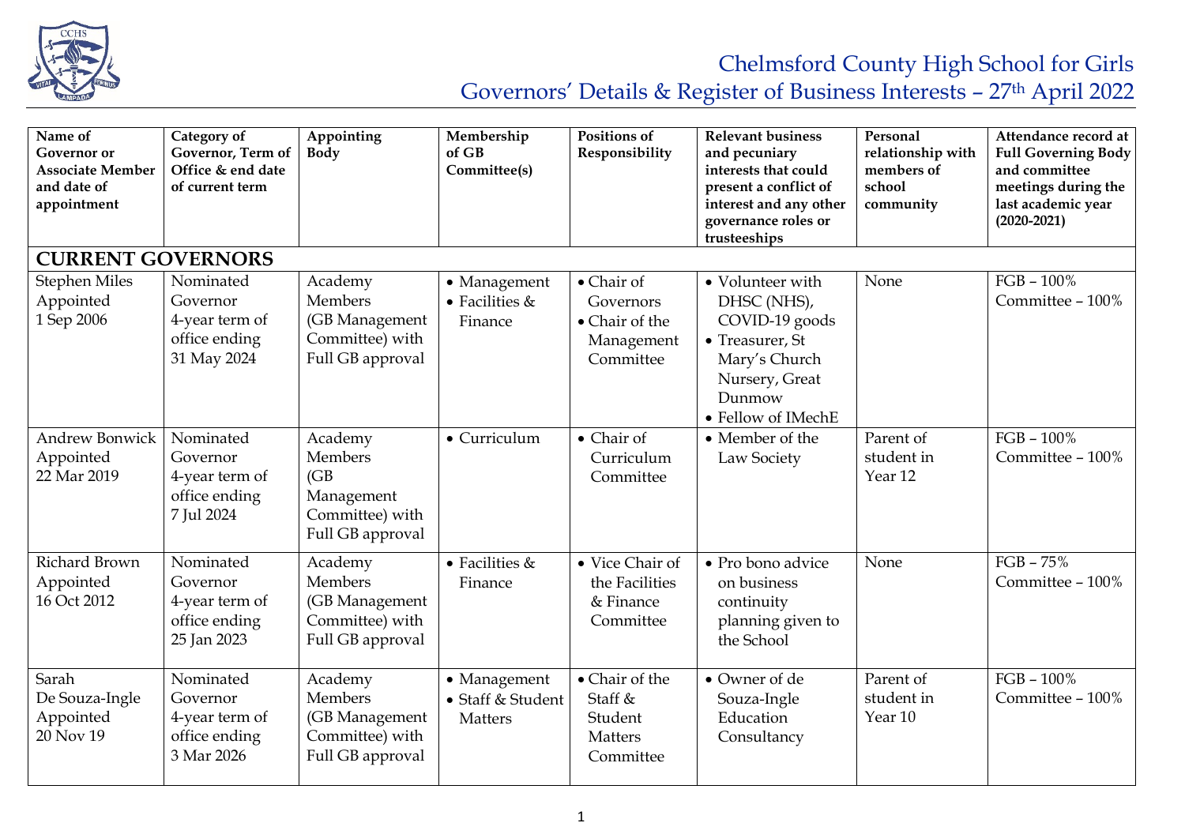# Chelmsford County High School for Girls
## Governors' Details & Register of Business Interests – 27th April 2022

| Name of Governor or Associate Member and date of appointment | Category of Governor, Term of Office & end date of current term | Appointing Body | Membership of GB Committee(s) | Positions of Responsibility | Relevant business and pecuniary interests that could present a conflict of interest and any other governance roles or trusteeships | Personal relationship with members of school community | Attendance record at Full Governing Body and committee meetings during the last academic year (2020-2021) |
|---|---|---|---|---|---|---|---|
| **CURRENT GOVERNORS** | | | | | | | |
| Stephen Miles Appointed 1 Sep 2006 | Nominated Governor 4-year term of office ending 31 May 2024 | Academy Members (GB Management Committee) with Full GB approval | • Management • Facilities & Finance | • Chair of Governors • Chair of the Management Committee | • Volunteer with DHSC (NHS), COVID-19 goods • Treasurer, St Mary's Church Nursery, Great Dunmow • Fellow of IMechE | None | FGB – 100% Committee – 100% |
| Andrew Bonwick Appointed 22 Mar 2019 | Nominated Governor 4-year term of office ending 7 Jul 2024 | Academy Members (GB Management Committee) with Full GB approval | • Curriculum | • Chair of Curriculum Committee | • Member of the Law Society | Parent of student in Year 12 | FGB – 100% Committee – 100% |
| Richard Brown Appointed 16 Oct 2012 | Nominated Governor 4-year term of office ending 25 Jan 2023 | Academy Members (GB Management Committee) with Full GB approval | • Facilities & Finance | • Vice Chair of the Facilities & Finance Committee | • Pro bono advice on business continuity planning given to the School | None | FGB – 75% Committee – 100% |
| Sarah De Souza-Ingle Appointed 20 Nov 19 | Nominated Governor 4-year term of office ending 3 Mar 2026 | Academy Members (GB Management Committee) with Full GB approval | • Management • Staff & Student Matters | • Chair of the Staff & Student Matters Committee | • Owner of de Souza-Ingle Education Consultancy | Parent of student in Year 10 | FGB – 100% Committee – 100% |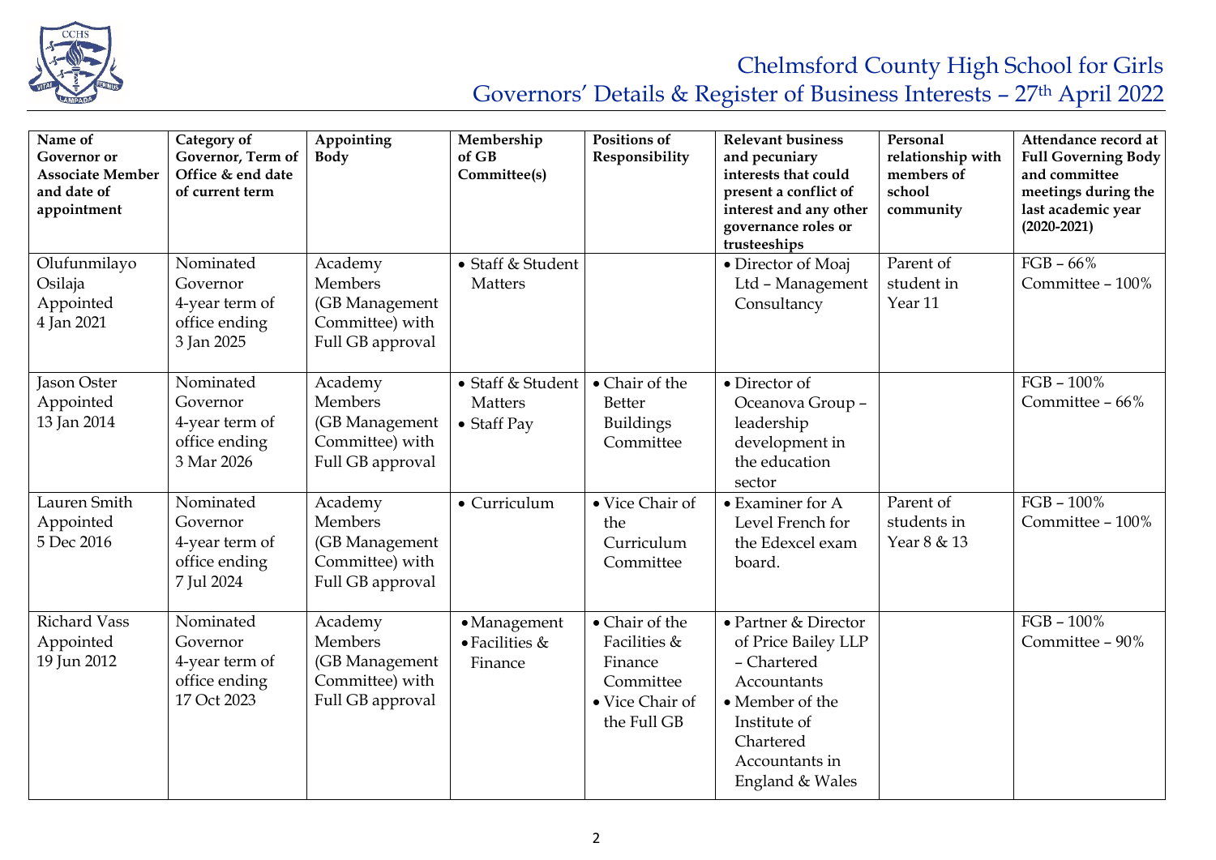# Chelmsford County High School for Girls
## Governors' Details & Register of Business Interests – 27th April 2022

| Name of Governor or Associate Member and date of appointment | Category of Governor, Term of Office & end date of current term | Appointing Body | Membership of GB Committee(s) | Positions of Responsibility | Relevant business and pecuniary interests that could present a conflict of interest and any other governance roles or trusteeships | Personal relationship with members of school community | Attendance record at Full Governing Body and committee meetings during the last academic year (2020-2021) |
|---|---|---|---|---|---|---|---|
| Olufunmilayo Osilaja Appointed 4 Jan 2021 | Nominated Governor 4-year term of office ending 3 Jan 2025 | Academy Members (GB Management Committee) with Full GB approval | • Staff & Student Matters | | • Director of Moaj Ltd – Management Consultancy | Parent of student in Year 11 | FGB – 66% Committee – 100% |
| Jason Oster Appointed 13 Jan 2014 | Nominated Governor 4-year term of office ending 3 Mar 2026 | Academy Members (GB Management Committee) with Full GB approval | • Staff & Student Matters • Staff Pay | • Chair of the Better Buildings Committee | • Director of Oceanova Group – leadership development in the education sector | | FGB – 100% Committee – 66% |
| Lauren Smith Appointed 5 Dec 2016 | Nominated Governor 4-year term of office ending 7 Jul 2024 | Academy Members (GB Management Committee) with Full GB approval | • Curriculum | • Vice Chair of the Curriculum Committee | • Examiner for A Level French for the Edexcel exam board. | Parent of students in Year 8 & 13 | FGB – 100% Committee – 100% |
| Richard Vass Appointed 19 Jun 2012 | Nominated Governor 4-year term of office ending 17 Oct 2023 | Academy Members (GB Management Committee) with Full GB approval | • Management • Facilities & Finance | • Chair of the Facilities & Finance Committee • Vice Chair of the Full GB | • Partner & Director of Price Bailey LLP – Chartered Accountants • Member of the Institute of Chartered Accountants in England & Wales | | FGB – 100% Committee – 90% |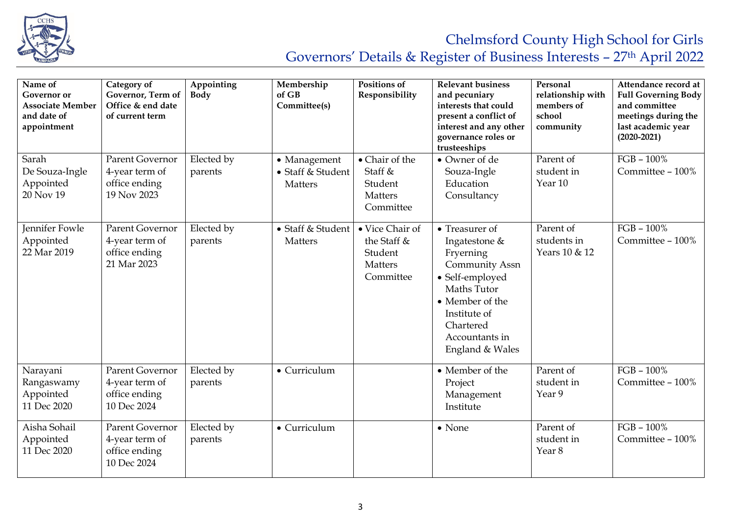| Name of Governor or Associate Member and date of appointment | Category of Governor, Term of Office & end date of current term | Appointing Body | Membership of GB Committee(s) | Positions of Responsibility | Relevant business and pecuniary interests that could present a conflict of interest and any other governance roles or trusteeships | Personal relationship with members of school community | Attendance record at Full Governing Body and committee meetings during the last academic year (2020-2021) |
|---|---|---|---|---|---|---|---|
| Sarah De Souza-Ingle Appointed 20 Nov 19 | Parent Governor 4-year term of office ending 19 Nov 2023 | Elected by parents | • Management<br>• Staff & Student Matters | • Chair of the Staff & Student Matters Committee | • Owner of de Souza-Ingle Education Consultancy | Parent of student in Year 10 | FGB – 100%<br>Committee – 100% |
| Jennifer Fowle Appointed 22 Mar 2019 | Parent Governor 4-year term of office ending 21 Mar 2023 | Elected by parents | • Staff & Student Matters | • Vice Chair of the Staff & Student Matters Committee | • Treasurer of Ingatestone & Fryerning Community Assn<br>• Self-employed Maths Tutor<br>• Member of the Institute of Chartered Accountants in England & Wales | Parent of students in Years 10 & 12 | FGB – 100%<br>Committee – 100% |
| Narayani Rangaswamy Appointed 11 Dec 2020 | Parent Governor 4-year term of office ending 10 Dec 2024 | Elected by parents | • Curriculum | | • Member of the Project Management Institute | Parent of student in Year 9 | FGB – 100%<br>Committee – 100% |
| Aisha Sohail Appointed 11 Dec 2020 | Parent Governor 4-year term of office ending 10 Dec 2024 | Elected by parents | • Curriculum | | • None | Parent of student in Year 8 | FGB – 100%<br>Committee – 100% |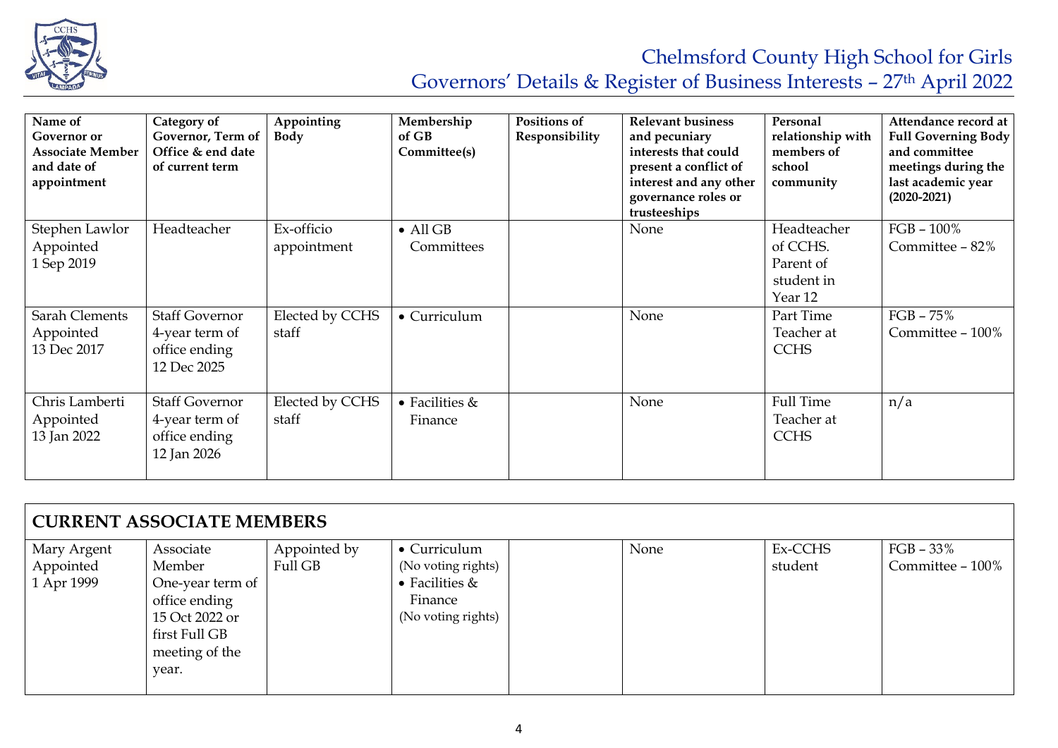# Chelmsford County High School for Girls

## Governors' Details & Register of Business Interests – 27th April 2022

| Name of Governor or Associate Member and date of appointment | Category of Governor, Term of Office & end date of current term | Appointing Body | Membership of GB Committee(s) | Positions of Responsibility | Relevant business and pecuniary interests that could present a conflict of interest and any other governance roles or trusteeships | Personal relationship with members of school community | Attendance record at Full Governing Body and committee meetings during the last academic year (2020-2021) |
|---|---|---|---|---|---|---|---|
| Stephen Lawlor Appointed 1 Sep 2019 | Headteacher | Ex-officio appointment | • All GB Committees | | None | Headteacher of CCHS. Parent of student in Year 12 | FGB – 100% Committee – 82% |
| Sarah Clements Appointed 13 Dec 2017 | Staff Governor 4-year term of office ending 12 Dec 2025 | Elected by CCHS staff | • Curriculum | | None | Part Time Teacher at CCHS | FGB – 75% Committee – 100% |
| Chris Lamberti Appointed 13 Jan 2022 | Staff Governor 4-year term of office ending 12 Jan 2026 | Elected by CCHS staff | • Facilities & Finance | | None | Full Time Teacher at CCHS | n/a |
| **CURRENT ASSOCIATE MEMBERS** | | | | | | | |
| Mary Argent Appointed 1 Apr 1999 | Associate Member One-year term of office ending 15 Oct 2022 or first Full GB meeting of the year. | Appointed by Full GB | • Curriculum (No voting rights) • Facilities & Finance (No voting rights) | | None | Ex-CCHS student | FGB – 33% Committee – 100% |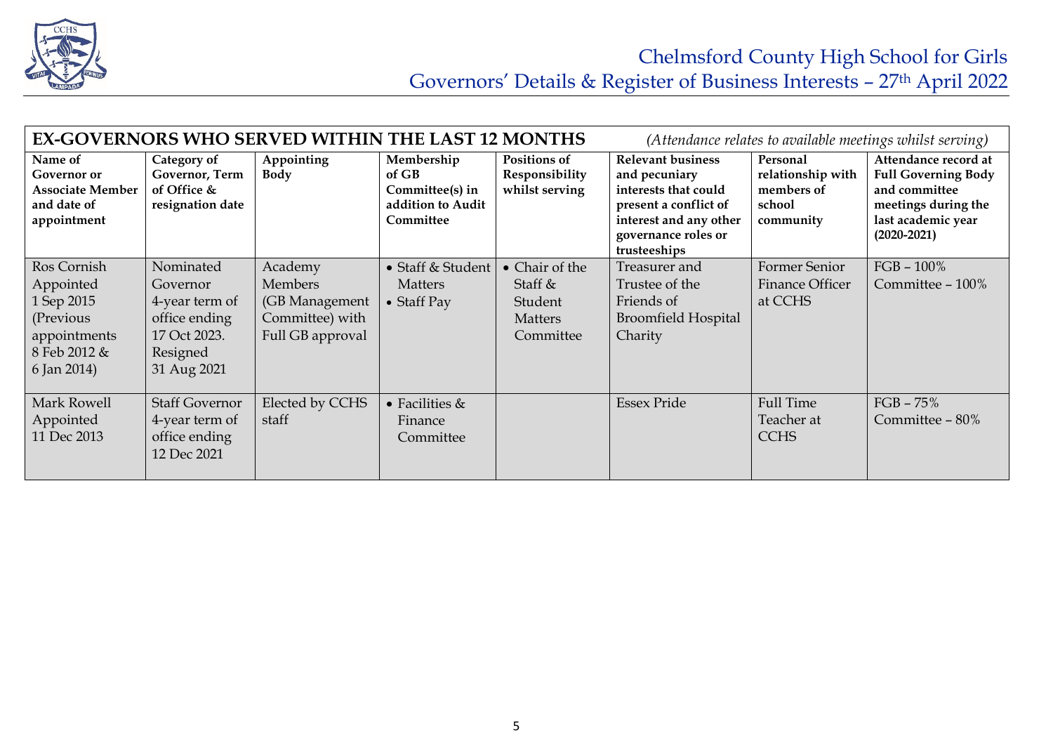## EX-GOVERNORS WHO SERVED WITHIN THE LAST 12 MONTHS

*(Attendance relates to available meetings whilst serving)*

| Name of Governor or Associate Member and date of appointment | Category of Governor, Term of Office & resignation date | Appointing Body | Membership of GB Committee(s) in addition to Audit Committee | Positions of Responsibility whilst serving | Relevant business and pecuniary interests that could present a conflict of interest and any other governance roles or trusteeships | Personal relationship with members of school community | Attendance record at Full Governing Body and committee meetings during the last academic year (2020-2021) |
|---|---|---|---|---|---|---|---|
| Ros Cornish Appointed 1 Sep 2015 (Previous appointments 8 Feb 2012 & 6 Jan 2014) | Nominated Governor 4-year term of office ending 17 Oct 2023. Resigned 31 Aug 2021 | Academy Members (GB Management Committee) with Full GB approval | • Staff & Student Matters<br>• Staff Pay | • Chair of the Staff & Student Matters Committee | Treasurer and Trustee of the Friends of Broomfield Hospital Charity | Former Senior Finance Officer at CCHS | FGB – 100%<br>Committee – 100% |
| Mark Rowell Appointed 11 Dec 2013 | Staff Governor 4-year term of office ending 12 Dec 2021 | Elected by CCHS staff | • Facilities & Finance Committee | | Essex Pride | Full Time Teacher at CCHS | FGB – 75%<br>Committee – 80% |